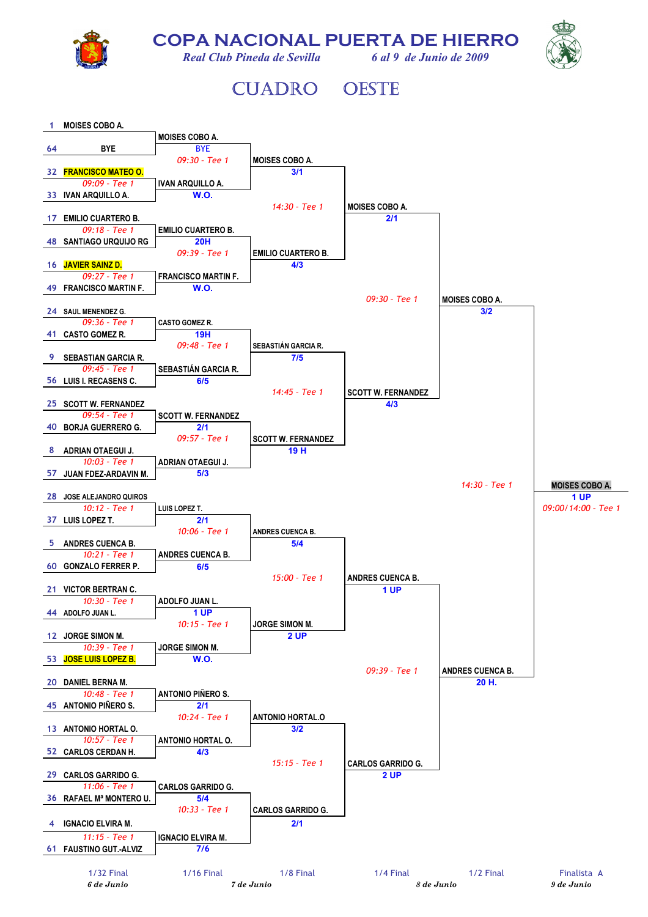# COPA NACIONAL PUERTA DE HIERRO

*Real Club Pineda de Sevilla* — *6 al 9 de Junio de 2009*

## CUADRO OESTE

### 1/32 Final (6 de Junio)

| Seed | Jugador | Hora | Seed | Jugador | Ganador | Resultado |
|---|---|---|---|---|---|---|
| 1 | MOISES COBO A. | | 64 | BYE | MOISES COBO A. | BYE |
| 32 | FRANCISCO MATEO O. | 09:09 - Tee 1 | 33 | IVAN ARQUILLO A. | IVAN ARQUILLO A. | W.O. |
| 17 | EMILIO CUARTERO B. | 09:18 - Tee 1 | 48 | SANTIAGO URQUIJO RG | EMILIO CUARTERO B. | 20H |
| 16 | JAVIER SAINZ D. | 09:27 - Tee 1 | 49 | FRANCISCO MARTIN F. | FRANCISCO MARTIN F. | W.O. |
| 24 | SAUL MENENDEZ G. | 09:36 - Tee 1 | 41 | CASTO GOMEZ R. | CASTO GOMEZ R. | 19H |
| 9 | SEBASTIAN GARCIA R. | 09:45 - Tee 1 | 56 | LUIS I. RECASENS C. | SEBASTIÁN GARCIA R. | 6/5 |
| 25 | SCOTT W. FERNANDEZ | 09:54 - Tee 1 | 40 | BORJA GUERRERO G. | SCOTT W. FERNANDEZ | 2/1 |
| 8 | ADRIAN OTAEGUI J. | 10:03 - Tee 1 | 57 | JUAN FDEZ-ARDAVIN M. | ADRIAN OTAEGUI J. | 5/3 |
| 28 | JOSE ALEJANDRO QUIROS | 10:12 - Tee 1 | 37 | LUIS LOPEZ T. | LUIS LOPEZ T. | 2/1 |
| 5 | ANDRES CUENCA B. | 10:21 - Tee 1 | 60 | GONZALO FERRER P. | ANDRES CUENCA B. | 6/5 |
| 21 | VICTOR BERTRAN C. | 10:30 - Tee 1 | 44 | ADOLFO JUAN L. | ADOLFO JUAN L. | 1 UP |
| 12 | JORGE SIMON M. | 10:39 - Tee 1 | 53 | JOSE LUIS LOPEZ B. | JORGE SIMON M. | W.O. |
| 20 | DANIEL BERNA M. | 10:48 - Tee 1 | 45 | ANTONIO PIÑERO S. | ANTONIO PIÑERO S. | 2/1 |
| 13 | ANTONIO HORTAL O. | 10:57 - Tee 1 | 52 | CARLOS CERDAN H. | ANTONIO HORTAL O. | 4/3 |
| 29 | CARLOS GARRIDO G. | 11:06 - Tee 1 | 36 | RAFAEL Mª MONTERO U. | CARLOS GARRIDO G. | 5/4 |
| 4 | IGNACIO ELVIRA M. | 11:15 - Tee 1 | 61 | FAUSTINO GUT.-ALVIZ | IGNACIO ELVIRA M. | 7/6 |

### 1/16 Final (7 de Junio)

| Hora | Partido | Ganador | Resultado |
|---|---|---|---|
| 09:30 - Tee 1 | MOISES COBO A. – IVAN ARQUILLO A. | MOISES COBO A. | 3/1 |
| 09:39 - Tee 1 | EMILIO CUARTERO B. – FRANCISCO MARTIN F. | EMILIO CUARTERO B. | 4/3 |
| 09:48 - Tee 1 | CASTO GOMEZ R. – SEBASTIÁN GARCIA R. | SEBASTIÁN GARCIA R. | 7/5 |
| 09:57 - Tee 1 | SCOTT W. FERNANDEZ – ADRIAN OTAEGUI J. | SCOTT W. FERNANDEZ | 19 H |
| 10:06 - Tee 1 | LUIS LOPEZ T. – ANDRES CUENCA B. | ANDRES CUENCA B. | 5/4 |
| 10:15 - Tee 1 | ADOLFO JUAN L. – JORGE SIMON M. | JORGE SIMON M. | 2 UP |
| 10:24 - Tee 1 | ANTONIO PIÑERO S. – ANTONIO HORTAL O. | ANTONIO HORTAL.O | 3/2 |
| 10:33 - Tee 1 | CARLOS GARRIDO G. – IGNACIO ELVIRA M. | CARLOS GARRIDO G. | 2/1 |

### 1/8 Final (7 de Junio)

| Hora | Partido | Ganador | Resultado |
|---|---|---|---|
| 14:30 - Tee 1 | MOISES COBO A. – EMILIO CUARTERO B. | MOISES COBO A. | 2/1 |
| 14:45 - Tee 1 | SEBASTIÁN GARCIA R. – SCOTT W. FERNANDEZ | SCOTT W. FERNANDEZ | 4/3 |
| 15:00 - Tee 1 | ANDRES CUENCA B. – JORGE SIMON M. | ANDRES CUENCA B. | 1 UP |
| 15:15 - Tee 1 | ANTONIO HORTAL.O – CARLOS GARRIDO G. | CARLOS GARRIDO G. | 2 UP |

### 1/4 Final (8 de Junio)

| Hora | Partido | Ganador | Resultado |
|---|---|---|---|
| 09:30 - Tee 1 | MOISES COBO A. – SCOTT W. FERNANDEZ | MOISES COBO A. | 3/2 |
| 09:39 - Tee 1 | ANDRES CUENCA B. – CARLOS GARRIDO G. | ANDRES CUENCA B. | 20 H. |

### 1/2 Final (8 de Junio)

| Hora | Partido | Ganador | Resultado |
|---|---|---|---|
| 14:30 - Tee 1 | MOISES COBO A. – ANDRES CUENCA B. | MOISES COBO A. | 1 UP |

### Finalista A (9 de Junio)

**MOISES COBO A.**

09:00/ 14:00 - Tee 1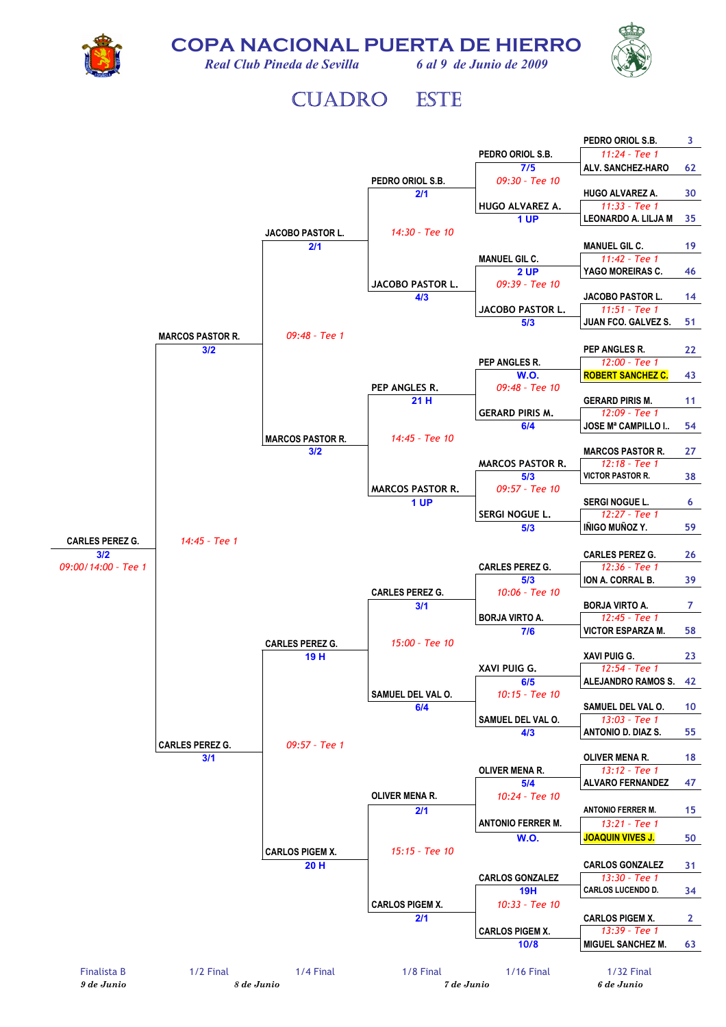# COPA NACIONAL PUERTA DE HIERRO

*Real Club Pineda de Sevilla* — *6 al 9 de Junio de 2009*

## CUADRO ESTE

### 1/32 Final — 6 de Junio

| Jugador | Seed | Horario | Jugador | Seed |
|---|---|---|---|---|
| PEDRO ORIOL S.B. | 3 | 11:24 - Tee 1 | ALV. SANCHEZ-HARO | 62 |
| HUGO ALVAREZ A. | 30 | 11:33 - Tee 1 | LEONARDO A. LILJA M | 35 |
| MANUEL GIL C. | 19 | 11:42 - Tee 1 | YAGO MOREIRAS C. | 46 |
| JACOBO PASTOR L. | 14 | 11:51 - Tee 1 | JUAN FCO. GALVEZ S. | 51 |
| PEP ANGLES R. | 22 | 12:00 - Tee 1 | ROBERT SANCHEZ C. | 43 |
| GERARD PIRIS M. | 11 | 12:09 - Tee 1 | JOSE Mª CAMPILLO I.. | 54 |
| MARCOS PASTOR R. | 27 | 12:18 - Tee 1 | VICTOR PASTOR R. | 38 |
| SERGI NOGUE L. | 6 | 12:27 - Tee 1 | IÑIGO MUÑOZ Y. | 59 |
| CARLES PEREZ G. | 26 | 12:36 - Tee 1 | ION A. CORRAL B. | 39 |
| BORJA VIRTO A. | 7 | 12:45 - Tee 1 | VICTOR ESPARZA M. | 58 |
| XAVI PUIG G. | 23 | 12:54 - Tee 1 | ALEJANDRO RAMOS S. | 42 |
| SAMUEL DEL VAL O. | 10 | 13:03 - Tee 1 | ANTONIO D. DIAZ S. | 55 |
| OLIVER MENA R. | 18 | 13:12 - Tee 1 | ALVARO FERNANDEZ | 47 |
| ANTONIO FERRER M. | 15 | 13:21 - Tee 1 | JOAQUIN VIVES J. | 50 |
| CARLOS GONZALEZ | 31 | 13:30 - Tee 1 | CARLOS LUCENDO D. | 34 |
| CARLOS PIGEM X. | 2 | 13:39 - Tee 1 | MIGUEL SANCHEZ M. | 63 |

### 1/16 Final — 6 de Junio

| Ganador | Resultado | Horario siguiente |
|---|---|---|
| PEDRO ORIOL S.B. | 7/5 | 09:30 - Tee 10 |
| HUGO ALVAREZ A. | 1 UP | |
| MANUEL GIL C. | 2 UP | 09:39 - Tee 10 |
| JACOBO PASTOR L. | 5/3 | |
| PEP ANGLES R. | W.O. | 09:48 - Tee 10 |
| GERARD PIRIS M. | 6/4 | |
| MARCOS PASTOR R. | 5/3 | 09:57 - Tee 10 |
| SERGI NOGUE L. | 5/3 | |
| CARLES PEREZ G. | 5/3 | 10:06 - Tee 10 |
| BORJA VIRTO A. | 7/6 | |
| XAVI PUIG G. | 6/5 | 10:15 - Tee 10 |
| SAMUEL DEL VAL O. | 4/3 | |
| OLIVER MENA R. | 5/4 | 10:24 - Tee 10 |
| ANTONIO FERRER M. | W.O. | |
| CARLOS GONZALEZ | 19H | 10:33 - Tee 10 |
| CARLOS PIGEM X. | 10/8 | |

### 1/8 Final — 7 de Junio

| Ganador | Resultado | Horario siguiente |
|---|---|---|
| PEDRO ORIOL S.B. | 2/1 | 14:30 - Tee 10 |
| JACOBO PASTOR L. | 4/3 | |
| PEP ANGLES R. | 21 H | 14:45 - Tee 10 |
| MARCOS PASTOR R. | 1 UP | |
| CARLES PEREZ G. | 3/1 | 15:00 - Tee 10 |
| SAMUEL DEL VAL O. | 6/4 | |
| OLIVER MENA R. | 2/1 | 15:15 - Tee 10 |
| CARLOS PIGEM X. | 2/1 | |

### 1/4 Final — 7 de Junio

| Ganador | Resultado | Horario siguiente |
|---|---|---|
| JACOBO PASTOR L. | 2/1 | 09:48 - Tee 1 |
| MARCOS PASTOR R. | 3/2 | |
| CARLES PEREZ G. | 19 H | 09:57 - Tee 1 |
| CARLOS PIGEM X. | 20 H | |

### 1/2 Final — 8 de Junio

| Ganador | Resultado | Horario siguiente |
|---|---|---|
| MARCOS PASTOR R. | 3/2 | 14:45 - Tee 1 |
| CARLES PEREZ G. | 3/1 | |

### Finalista B — 9 de Junio

| Ganador | Resultado | Horario |
|---|---|---|
| CARLES PEREZ G. | 3/2 | 09:00 / 14:00 - Tee 1 |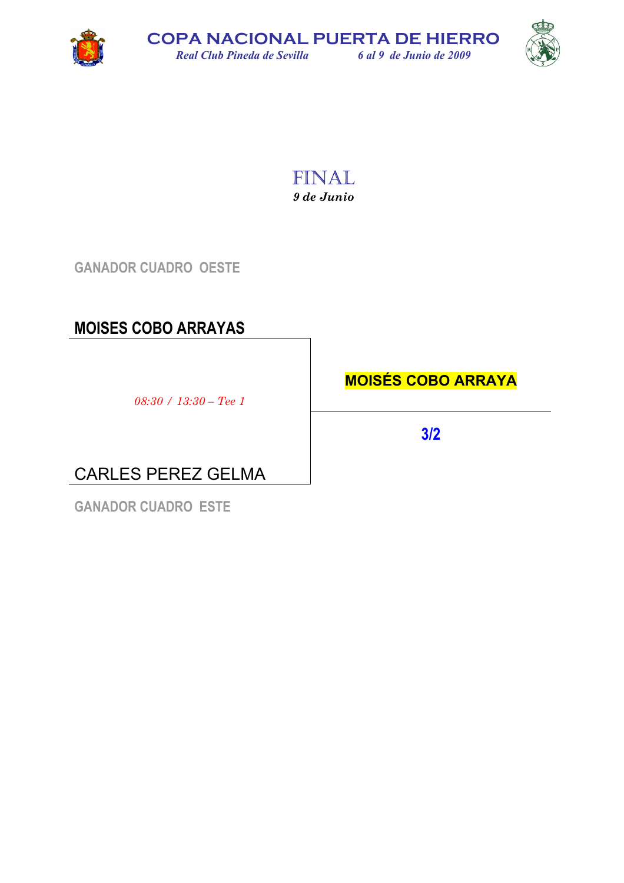# COPA NACIONAL PUERTA DE HIERRO

*Real Club Pineda de Sevilla* *6 al 9 de Junio de 2009*

## FINAL

*9 de Junio*

GANADOR CUADRO OESTE

**MOISES COBO ARRAYAS**

*08:30 / 13:30 – Tee 1*

**MOISÉS COBO ARRAYA**

**3/2**

CARLES PEREZ GELMA

GANADOR CUADRO ESTE